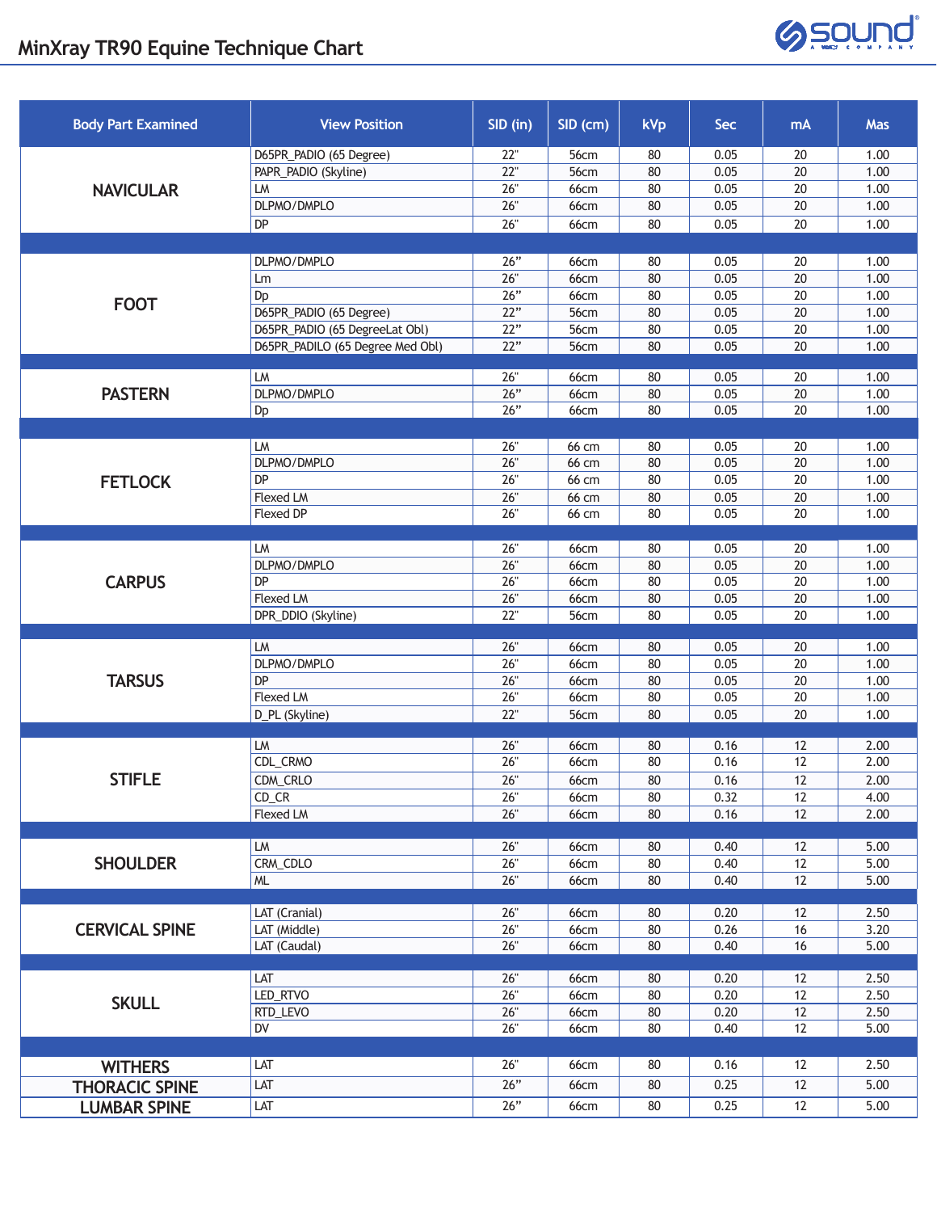# MinXray TR90 Equine Technique Chart

| Body Part Examined | View Position | SID (in) | SID (cm) | kVp | Sec | mA | Mas |
|---|---|---|---|---|---|---|---|
| NAVICULAR | D65PR_PADIO (65 Degree) | 22" | 56cm | 80 | 0.05 | 20 | 1.00 |
| | PAPR_PADIO (Skyline) | 22" | 56cm | 80 | 0.05 | 20 | 1.00 |
| | LM | 26" | 66cm | 80 | 0.05 | 20 | 1.00 |
| | DLPMO/DMPLO | 26" | 66cm | 80 | 0.05 | 20 | 1.00 |
| | DP | 26" | 66cm | 80 | 0.05 | 20 | 1.00 |
| FOOT | DLPMO/DMPLO | 26" | 66cm | 80 | 0.05 | 20 | 1.00 |
| | Lm | 26" | 66cm | 80 | 0.05 | 20 | 1.00 |
| | Dp | 26" | 66cm | 80 | 0.05 | 20 | 1.00 |
| | D65PR_PADIO (65 Degree) | 22" | 56cm | 80 | 0.05 | 20 | 1.00 |
| | D65PR_PADIO (65 DegreeLat Obl) | 22" | 56cm | 80 | 0.05 | 20 | 1.00 |
| | D65PR_PADILO (65 Degree Med Obl) | 22" | 56cm | 80 | 0.05 | 20 | 1.00 |
| PASTERN | LM | 26" | 66cm | 80 | 0.05 | 20 | 1.00 |
| | DLPMO/DMPLO | 26" | 66cm | 80 | 0.05 | 20 | 1.00 |
| | Dp | 26" | 66cm | 80 | 0.05 | 20 | 1.00 |
| FETLOCK | LM | 26" | 66 cm | 80 | 0.05 | 20 | 1.00 |
| | DLPMO/DMPLO | 26" | 66 cm | 80 | 0.05 | 20 | 1.00 |
| | DP | 26" | 66 cm | 80 | 0.05 | 20 | 1.00 |
| | Flexed LM | 26" | 66 cm | 80 | 0.05 | 20 | 1.00 |
| | Flexed DP | 26" | 66 cm | 80 | 0.05 | 20 | 1.00 |
| CARPUS | LM | 26" | 66cm | 80 | 0.05 | 20 | 1.00 |
| | DLPMO/DMPLO | 26" | 66cm | 80 | 0.05 | 20 | 1.00 |
| | DP | 26" | 66cm | 80 | 0.05 | 20 | 1.00 |
| | Flexed LM | 26" | 66cm | 80 | 0.05 | 20 | 1.00 |
| | DPR_DDIO (Skyline) | 22" | 56cm | 80 | 0.05 | 20 | 1.00 |
| TARSUS | LM | 26" | 66cm | 80 | 0.05 | 20 | 1.00 |
| | DLPMO/DMPLO | 26" | 66cm | 80 | 0.05 | 20 | 1.00 |
| | DP | 26" | 66cm | 80 | 0.05 | 20 | 1.00 |
| | Flexed LM | 26" | 66cm | 80 | 0.05 | 20 | 1.00 |
| | D_PL (Skyline) | 22" | 56cm | 80 | 0.05 | 20 | 1.00 |
| STIFLE | LM | 26" | 66cm | 80 | 0.16 | 12 | 2.00 |
| | CDL_CRMO | 26" | 66cm | 80 | 0.16 | 12 | 2.00 |
| | CDM_CRLO | 26" | 66cm | 80 | 0.16 | 12 | 2.00 |
| | CD_CR | 26" | 66cm | 80 | 0.32 | 12 | 4.00 |
| | Flexed LM | 26" | 66cm | 80 | 0.16 | 12 | 2.00 |
| SHOULDER | LM | 26" | 66cm | 80 | 0.40 | 12 | 5.00 |
| | CRM_CDLO | 26" | 66cm | 80 | 0.40 | 12 | 5.00 |
| | ML | 26" | 66cm | 80 | 0.40 | 12 | 5.00 |
| CERVICAL SPINE | LAT (Cranial) | 26" | 66cm | 80 | 0.20 | 12 | 2.50 |
| | LAT (Middle) | 26" | 66cm | 80 | 0.26 | 16 | 3.20 |
| | LAT (Caudal) | 26" | 66cm | 80 | 0.40 | 16 | 5.00 |
| SKULL | LAT | 26" | 66cm | 80 | 0.20 | 12 | 2.50 |
| | LED_RTVO | 26" | 66cm | 80 | 0.20 | 12 | 2.50 |
| | RTD_LEVO | 26" | 66cm | 80 | 0.20 | 12 | 2.50 |
| | DV | 26" | 66cm | 80 | 0.40 | 12 | 5.00 |
| WITHERS | LAT | 26" | 66cm | 80 | 0.16 | 12 | 2.50 |
| THORACIC SPINE | LAT | 26" | 66cm | 80 | 0.25 | 12 | 5.00 |
| LUMBAR SPINE | LAT | 26" | 66cm | 80 | 0.25 | 12 | 5.00 |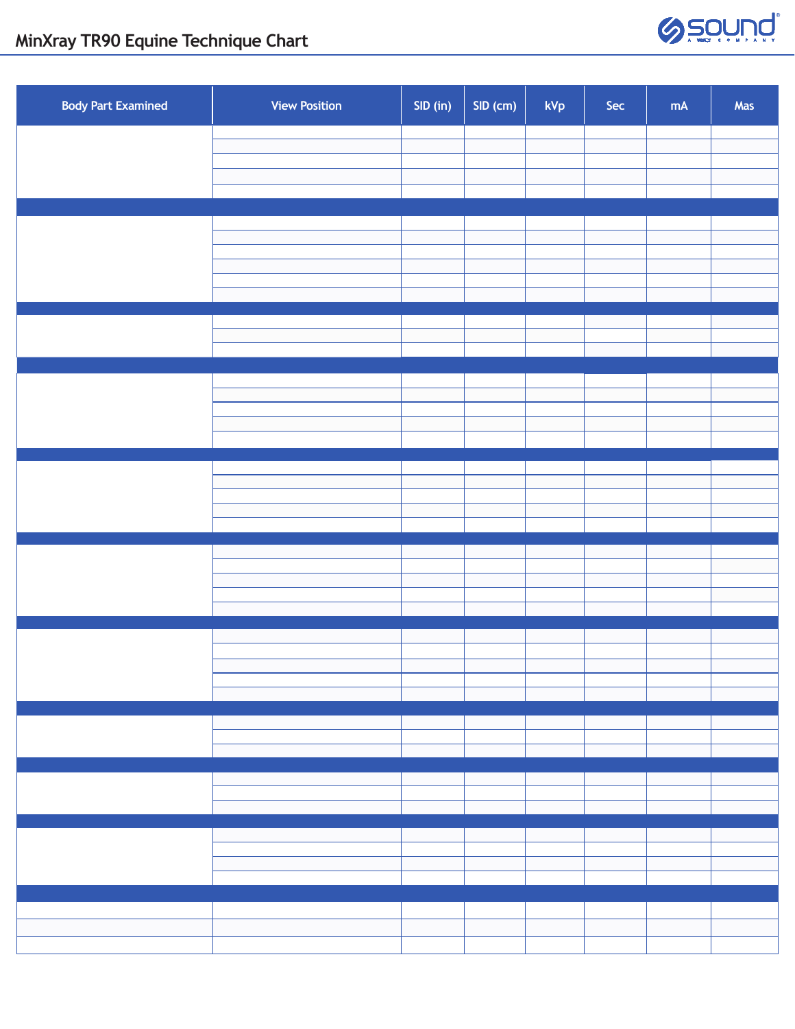# MinXray TR90 Equine Technique Chart

| Body Part Examined | View Position | SID (in) | SID (cm) | kVp | Sec | mA | Mas |
|---|---|---|---|---|---|---|---|
| | | | | | | | |